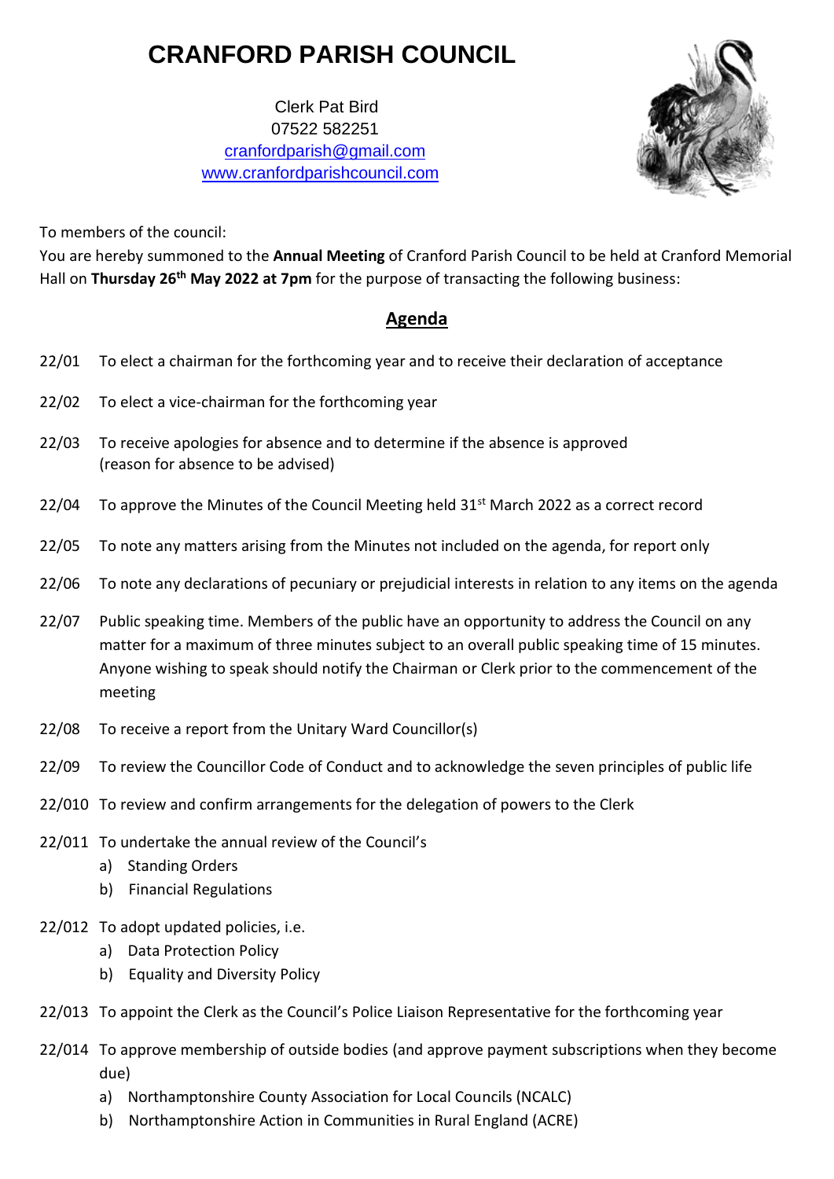# CRANFORD PARISH COUNCIL

Clerk Pat Bird
07522 582251
cranfordparish@gmail.com
www.cranfordparishcouncil.com

To members of the council:

You are hereby summoned to the **Annual Meeting** of Cranford Parish Council to be held at Cranford Memorial Hall on **Thursday 26th May 2022 at 7pm** for the purpose of transacting the following business:

## Agenda

22/01 To elect a chairman for the forthcoming year and to receive their declaration of acceptance

22/02 To elect a vice-chairman for the forthcoming year

22/03 To receive apologies for absence and to determine if the absence is approved (reason for absence to be advised)

22/04 To approve the Minutes of the Council Meeting held 31st March 2022 as a correct record

22/05 To note any matters arising from the Minutes not included on the agenda, for report only

22/06 To note any declarations of pecuniary or prejudicial interests in relation to any items on the agenda

22/07 Public speaking time. Members of the public have an opportunity to address the Council on any matter for a maximum of three minutes subject to an overall public speaking time of 15 minutes. Anyone wishing to speak should notify the Chairman or Clerk prior to the commencement of the meeting

22/08 To receive a report from the Unitary Ward Councillor(s)

22/09 To review the Councillor Code of Conduct and to acknowledge the seven principles of public life

22/010 To review and confirm arrangements for the delegation of powers to the Clerk

22/011 To undertake the annual review of the Council's

a) Standing Orders
b) Financial Regulations

22/012 To adopt updated policies, i.e.

a) Data Protection Policy
b) Equality and Diversity Policy

22/013 To appoint the Clerk as the Council's Police Liaison Representative for the forthcoming year

22/014 To approve membership of outside bodies (and approve payment subscriptions when they become due)

a) Northamptonshire County Association for Local Councils (NCALC)
b) Northamptonshire Action in Communities in Rural England (ACRE)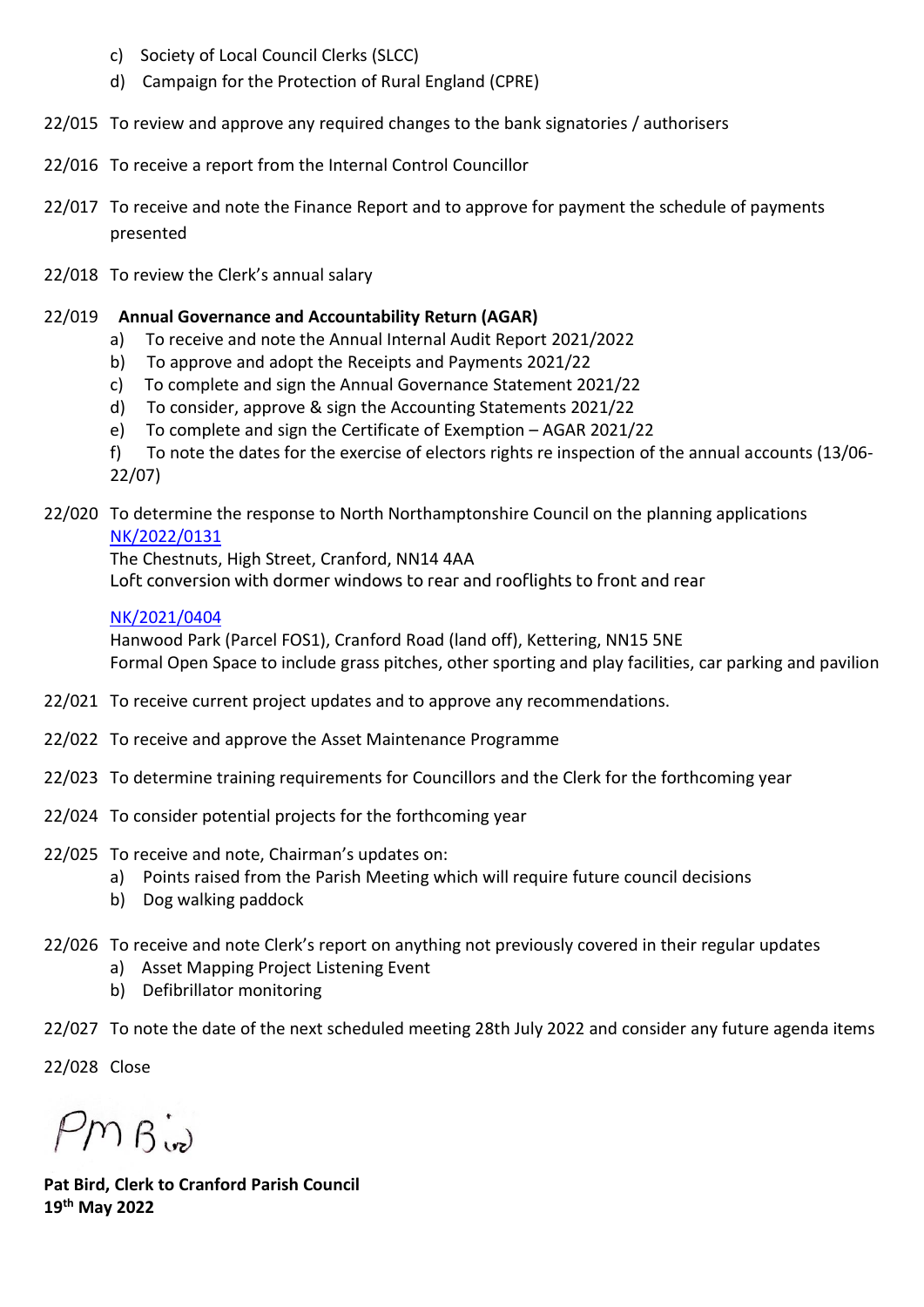c) Society of Local Council Clerks (SLCC)
d) Campaign for the Protection of Rural England (CPRE)

22/015 To review and approve any required changes to the bank signatories / authorisers

22/016 To receive a report from the Internal Control Councillor

22/017 To receive and note the Finance Report and to approve for payment the schedule of payments presented

22/018 To review the Clerk's annual salary

22/019 **Annual Governance and Accountability Return (AGAR)**

a) To receive and note the Annual Internal Audit Report 2021/2022
b) To approve and adopt the Receipts and Payments 2021/22
c) To complete and sign the Annual Governance Statement 2021/22
d) To consider, approve & sign the Accounting Statements 2021/22
e) To complete and sign the Certificate of Exemption – AGAR 2021/22
f) To note the dates for the exercise of electors rights re inspection of the annual accounts (13/06-22/07)

22/020 To determine the response to North Northamptonshire Council on the planning applications

[NK/2022/0131]
The Chestnuts, High Street, Cranford, NN14 4AA
Loft conversion with dormer windows to rear and rooflights to front and rear

[NK/2021/0404]
Hanwood Park (Parcel FOS1), Cranford Road (land off), Kettering, NN15 5NE
Formal Open Space to include grass pitches, other sporting and play facilities, car parking and pavilion

22/021 To receive current project updates and to approve any recommendations.

22/022 To receive and approve the Asset Maintenance Programme

22/023 To determine training requirements for Councillors and the Clerk for the forthcoming year

22/024 To consider potential projects for the forthcoming year

22/025 To receive and note, Chairman's updates on:

a) Points raised from the Parish Meeting which will require future council decisions
b) Dog walking paddock

22/026 To receive and note Clerk's report on anything not previously covered in their regular updates

a) Asset Mapping Project Listening Event
b) Defibrillator monitoring

22/027 To note the date of the next scheduled meeting 28th July 2022 and consider any future agenda items

22/028 Close

PM Bird

**Pat Bird, Clerk to Cranford Parish Council**
**19th May 2022**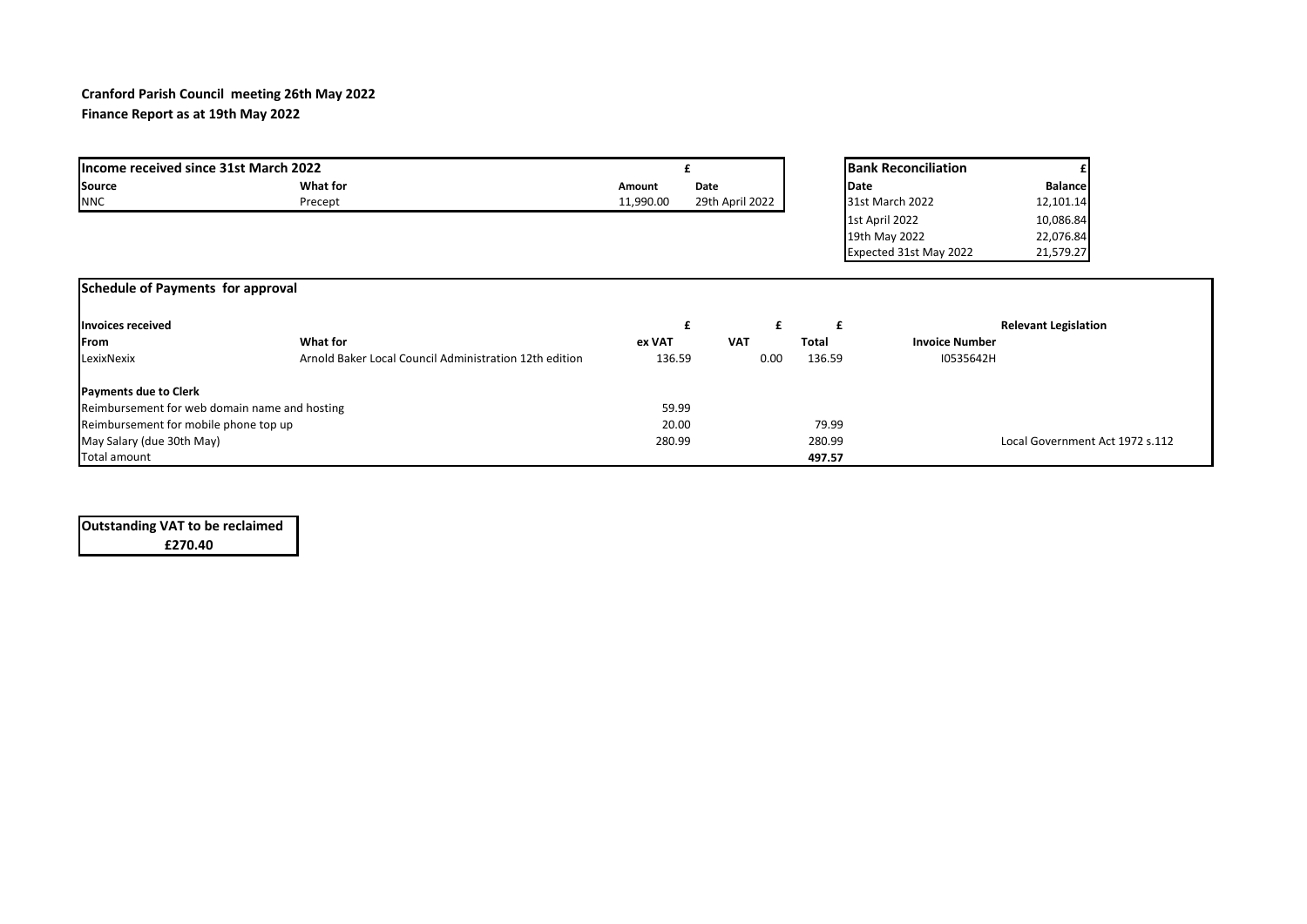**Cranford Parish Council meeting 26th May 2022**

**Finance Report as at 19th May 2022**

| **Income received since 31st March 2022** | | **£** | |
|---|---|---|---|
| **Source** | **What for** | **Amount** | **Date** |
| NNC | Precept | 11,990.00 | 29th April 2022 |

| **Bank Reconciliation** | **£** |
|---|---|
| **Date** | **Balance** |
| 31st March 2022 | 12,101.14 |
| 1st April 2022 | 10,086.84 |
| 19th May 2022 | 22,076.84 |
| Expected 31st May 2022 | 21,579.27 |

**Schedule of Payments for approval**

| **Invoices received** | | **£** | **£** | **£** | | **Relevant Legislation** |
|---|---|---|---|---|---|---|
| **From** | **What for** | **ex VAT** | **VAT** | **Total** | **Invoice Number** | |
| LexixNexix | Arnold Baker Local Council Administration 12th edition | 136.59 | 0.00 | 136.59 | I0535642H | |
| **Payments due to Clerk** | | | | | | |
| Reimbursement for web domain name and hosting | | 59.99 | | | | |
| Reimbursement for mobile phone top up | | 20.00 | | 79.99 | | |
| May Salary (due 30th May) | | 280.99 | | 280.99 | | Local Government Act 1972 s.112 |
| Total amount | | | | **497.57** | | |

| **Outstanding VAT to be reclaimed** |
|---|
| **£270.40** |